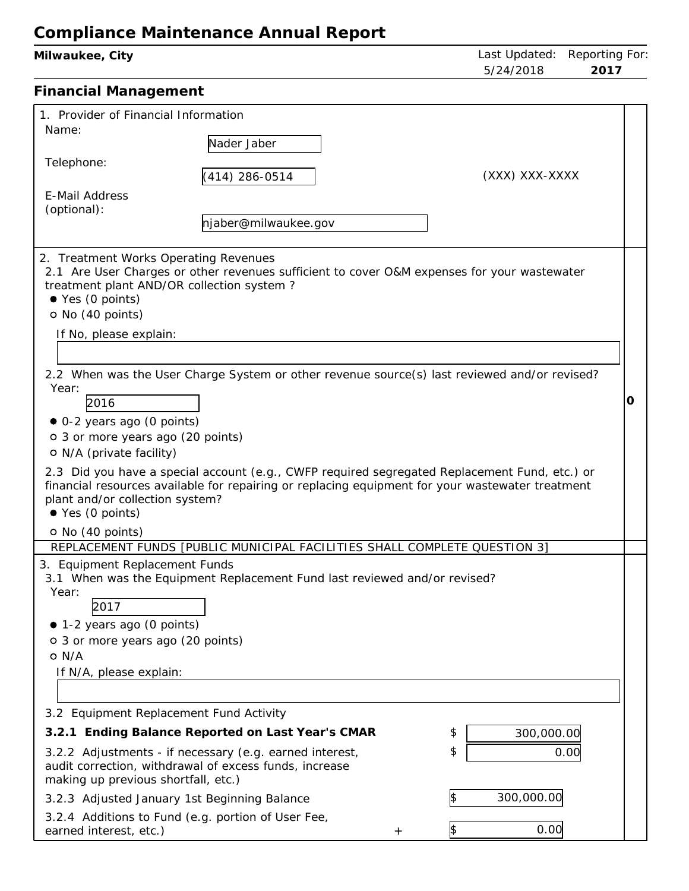# Compliance Maintenance Annual Report

**Milwaukee, City**

Last Updated: 5/24/2018 Reporting For: **2017**

## Financial Management

1. Provider of Financial Information

Name: Nader Jaber

Telephone: (414) 286-0514 (XXX) XXX-XXXX

E-Mail Address (optional): njaber@milwaukee.gov

2. Treatment Works Operating Revenues

2.1 Are User Charges or other revenues sufficient to cover O&M expenses for your wastewater treatment plant AND/OR collection system ?

- ● Yes (0 points)
- ○ No (40 points)

If No, please explain:

2.2 When was the User Charge System or other revenue source(s) last reviewed and/or revised?

Year: 2016

- ● 0-2 years ago (0 points)
- ○ 3 or more years ago (20 points)
- ○ N/A (private facility)

2.3 Did you have a special account (e.g., CWFP required segregated Replacement Fund, etc.) or financial resources available for repairing or replacing equipment for your wastewater treatment plant and/or collection system?

- ● Yes (0 points)
- ○ No (40 points)

**0**

REPLACEMENT FUNDS [PUBLIC MUNICIPAL FACILITIES SHALL COMPLETE QUESTION 3]

3. Equipment Replacement Funds

3.1 When was the Equipment Replacement Fund last reviewed and/or revised?

Year: 2017

- ● 1-2 years ago (0 points)
- ○ 3 or more years ago (20 points)
- ○ N/A

If N/A, please explain:

3.2 Equipment Replacement Fund Activity

| | | |
|---|---|---|
| **3.2.1 Ending Balance Reported on Last Year's CMAR** | | $ 300,000.00 |
| 3.2.2 Adjustments - if necessary (e.g. earned interest, audit correction, withdrawal of excess funds, increase making up previous shortfall, etc.) | | $ 0.00 |
| 3.2.3 Adjusted January 1st Beginning Balance | | $ 300,000.00 |
| 3.2.4 Additions to Fund (e.g. portion of User Fee, earned interest, etc.) | + | $ 0.00 |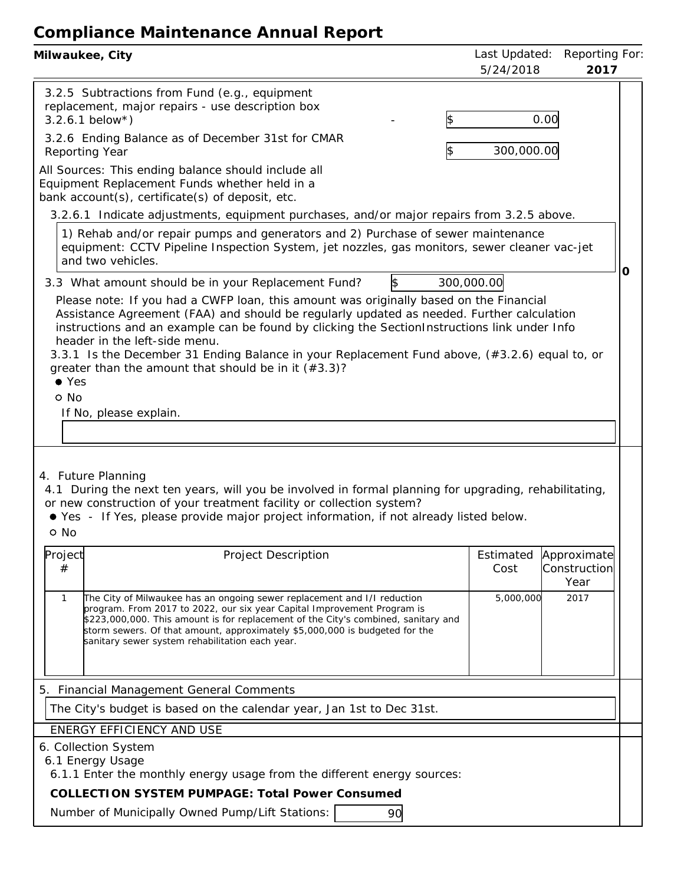# Compliance Maintenance Annual Report

**Milwaukee, City**

Last Updated: 5/24/2018 — Reporting For: **2017**

3.2.5 Subtractions from Fund (e.g., equipment replacement, major repairs - use description box 3.2.6.1 below*) - $ 0.00

3.2.6 Ending Balance as of December 31st for CMAR Reporting Year $ 300,000.00

All Sources: This ending balance should include all Equipment Replacement Funds whether held in a bank account(s), certificate(s) of deposit, etc.

3.2.6.1 Indicate adjustments, equipment purchases, and/or major repairs from 3.2.5 above.

1) Rehab and/or repair pumps and generators and 2) Purchase of sewer maintenance equipment: CCTV Pipeline Inspection System, jet nozzles, gas monitors, sewer cleaner vac-jet and two vehicles.

3.3 What amount should be in your Replacement Fund? $ 300,000.00

0

Please note: If you had a CWFP loan, this amount was originally based on the Financial Assistance Agreement (FAA) and should be regularly updated as needed. Further calculation instructions and an example can be found by clicking the SectionInstructions link under Info header in the left-side menu.

3.3.1 Is the December 31 Ending Balance in your Replacement Fund above, (#3.2.6) equal to, or greater than the amount that should be in it (#3.3)?

- ● Yes
- ○ No

If No, please explain.

4. Future Planning

4.1 During the next ten years, will you be involved in formal planning for upgrading, rehabilitating, or new construction of your treatment facility or collection system?

- ● Yes - If Yes, please provide major project information, if not already listed below.
- ○ No

| Project # | Project Description | Estimated Cost | Approximate Construction Year |
|---|---|---|---|
| 1 | The City of Milwaukee has an ongoing sewer replacement and I/I reduction program. From 2017 to 2022, our six year Capital Improvement Program is $223,000,000. This amount is for replacement of the City's combined, sanitary and storm sewers. Of that amount, approximately $5,000,000 is budgeted for the sanitary sewer system rehabilitation each year. | 5,000,000 | 2017 |

5. Financial Management General Comments

The City's budget is based on the calendar year, Jan 1st to Dec 31st.

ENERGY EFFICIENCY AND USE

6. Collection System

6.1 Energy Usage

6.1.1 Enter the monthly energy usage from the different energy sources:

**COLLECTION SYSTEM PUMPAGE: Total Power Consumed**

Number of Municipally Owned Pump/Lift Stations: 90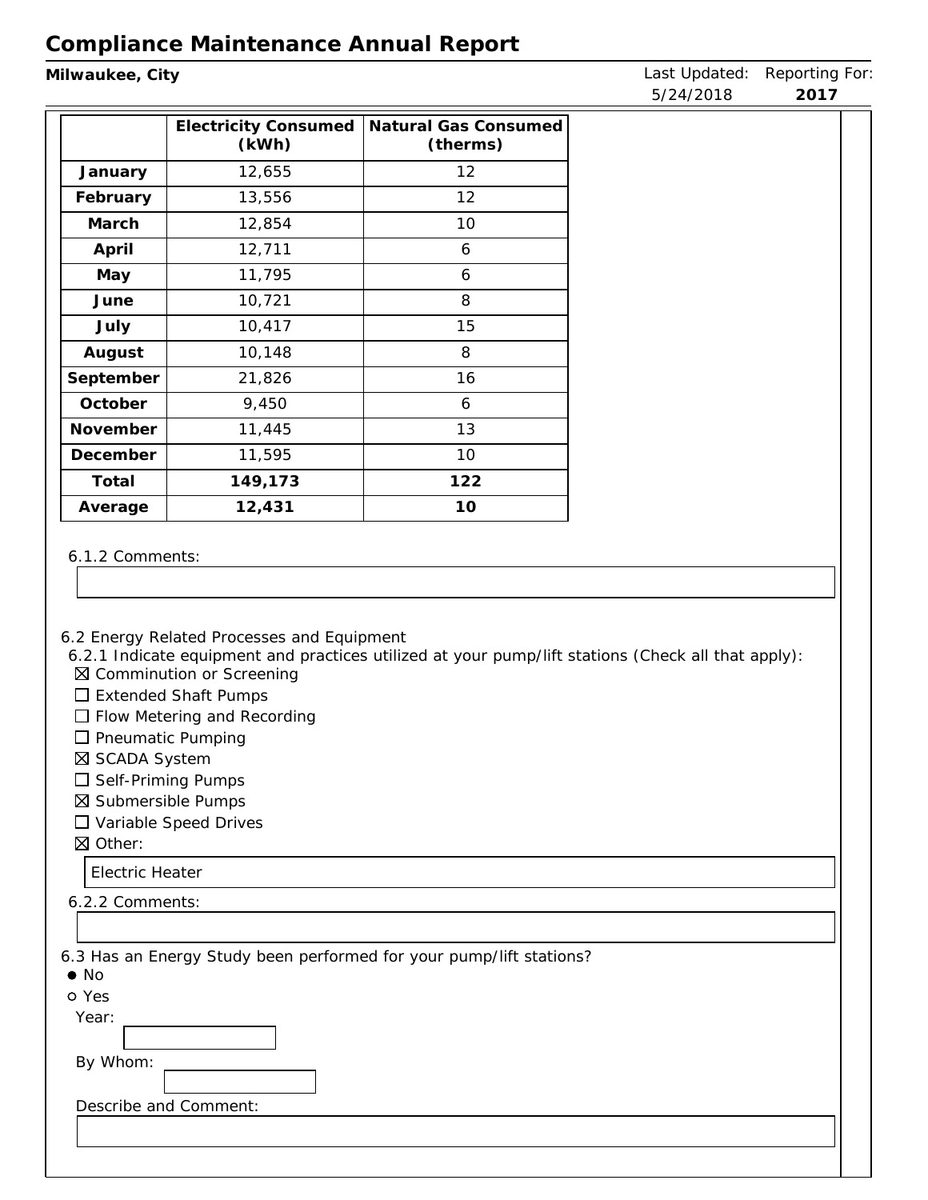# Compliance Maintenance Annual Report

**Milwaukee, City**

Last Updated: 5/24/2018 Reporting For: **2017**

| | Electricity Consumed (kWh) | Natural Gas Consumed (therms) |
|---|---|---|
| **January** | 12,655 | 12 |
| **February** | 13,556 | 12 |
| **March** | 12,854 | 10 |
| **April** | 12,711 | 6 |
| **May** | 11,795 | 6 |
| **June** | 10,721 | 8 |
| **July** | 10,417 | 15 |
| **August** | 10,148 | 8 |
| **September** | 21,826 | 16 |
| **October** | 9,450 | 6 |
| **November** | 11,445 | 13 |
| **December** | 11,595 | 10 |
| **Total** | **149,173** | **122** |
| **Average** | **12,431** | **10** |

6.1.2 Comments:

6.2 Energy Related Processes and Equipment

6.2.1 Indicate equipment and practices utilized at your pump/lift stations (Check all that apply):

- ☒ Comminution or Screening
- ☐ Extended Shaft Pumps
- ☐ Flow Metering and Recording
- ☐ Pneumatic Pumping
- ☒ SCADA System
- ☐ Self-Priming Pumps
- ☒ Submersible Pumps
- ☐ Variable Speed Drives
- ☒ Other:

Electric Heater

6.2.2 Comments:

6.3 Has an Energy Study been performed for your pump/lift stations?

- ● No
- ○ Yes

Year:

By Whom:

Describe and Comment: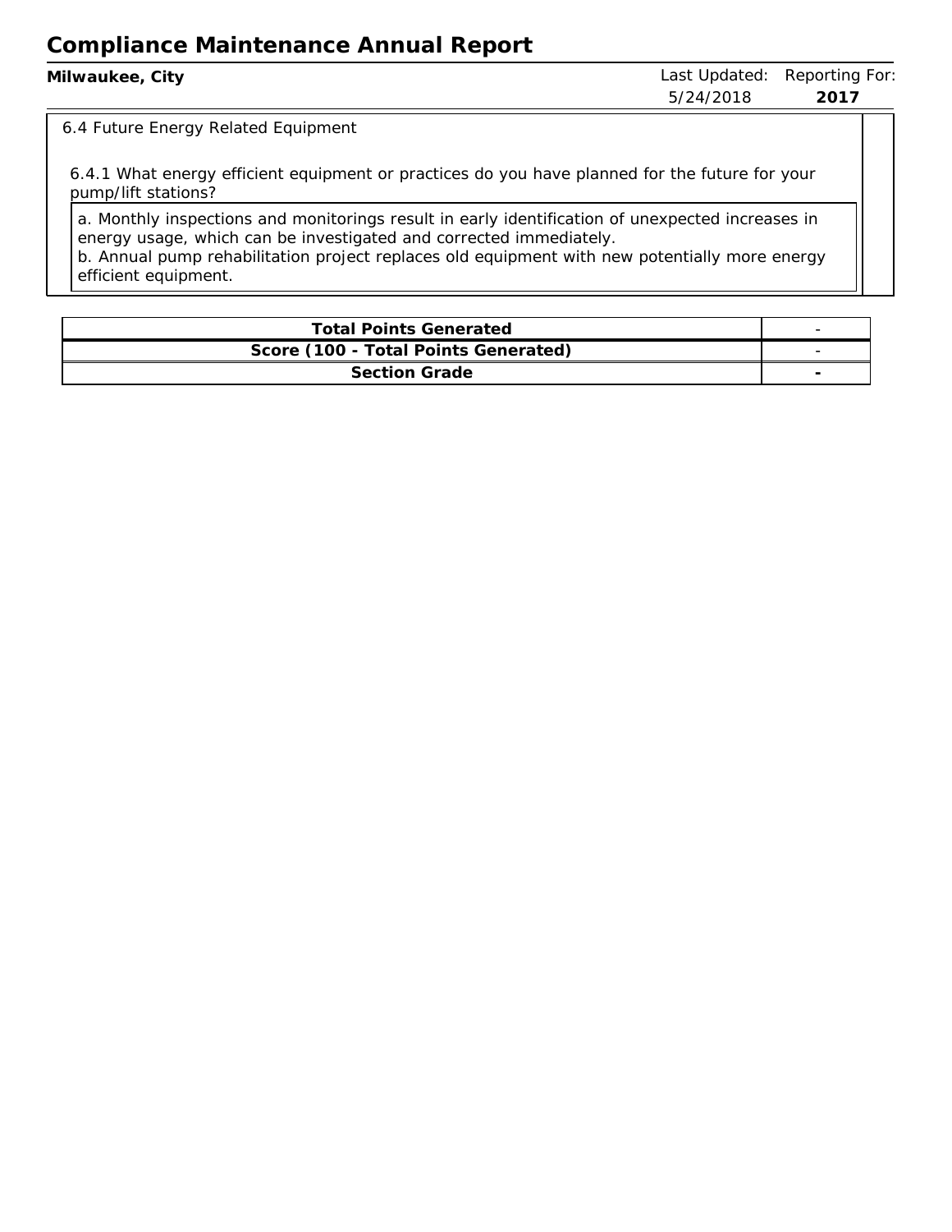6.4 Future Energy Related Equipment

6.4.1 What energy efficient equipment or practices do you have planned for the future for your pump/lift stations?

a. Monthly inspections and monitorings result in early identification of unexpected increases in energy usage, which can be investigated and corrected immediately.
b. Annual pump rehabilitation project replaces old equipment with new potentially more energy efficient equipment.

| Total Points Generated | - |
|---|---|
| Score (100 - Total Points Generated) | - |
| Section Grade | - |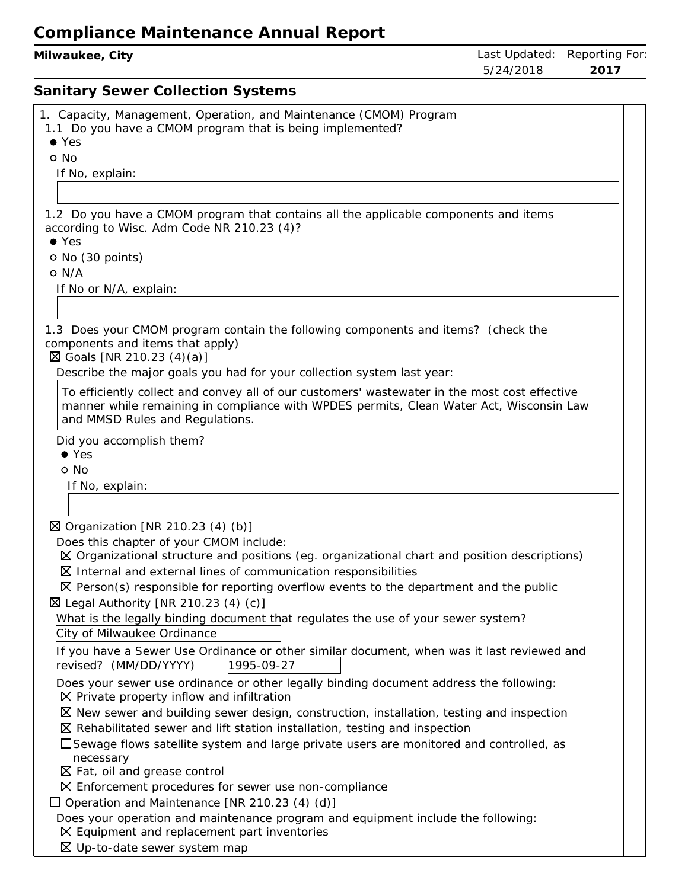# Compliance Maintenance Annual Report

**Milwaukee, City**

Last Updated: 5/24/2018 | Reporting For: **2017**

## Sanitary Sewer Collection Systems

1. Capacity, Management, Operation, and Maintenance (CMOM) Program

1.1 Do you have a CMOM program that is being implemented?

- ● Yes
- ○ No

If No, explain:

1.2 Do you have a CMOM program that contains all the applicable components and items according to Wisc. Adm Code NR 210.23 (4)?

- ● Yes
- ○ No (30 points)
- ○ N/A

If No or N/A, explain:

1.3 Does your CMOM program contain the following components and items? (check the components and items that apply)

☒ Goals [NR 210.23 (4)(a)]

Describe the major goals you had for your collection system last year:

To efficiently collect and convey all of our customers' wastewater in the most cost effective manner while remaining in compliance with WPDES permits, Clean Water Act, Wisconsin Law and MMSD Rules and Regulations.

Did you accomplish them?

- ● Yes
- ○ No

If No, explain:

☒ Organization [NR 210.23 (4) (b)]

Does this chapter of your CMOM include:

- ☒ Organizational structure and positions (eg. organizational chart and position descriptions)
- ☒ Internal and external lines of communication responsibilities
- ☒ Person(s) responsible for reporting overflow events to the department and the public

☒ Legal Authority [NR 210.23 (4) (c)]

What is the legally binding document that regulates the use of your sewer system?

City of Milwaukee Ordinance

If you have a Sewer Use Ordinance or other similar document, when was it last reviewed and revised? (MM/DD/YYYY) 1995-09-27

Does your sewer use ordinance or other legally binding document address the following:

- ☒ Private property inflow and infiltration
- ☒ New sewer and building sewer design, construction, installation, testing and inspection
- ☒ Rehabilitated sewer and lift station installation, testing and inspection
- ☐ Sewage flows satellite system and large private users are monitored and controlled, as necessary
- ☒ Fat, oil and grease control
- ☒ Enforcement procedures for sewer use non-compliance

☐ Operation and Maintenance [NR 210.23 (4) (d)]

Does your operation and maintenance program and equipment include the following:

- ☒ Equipment and replacement part inventories
- ☒ Up-to-date sewer system map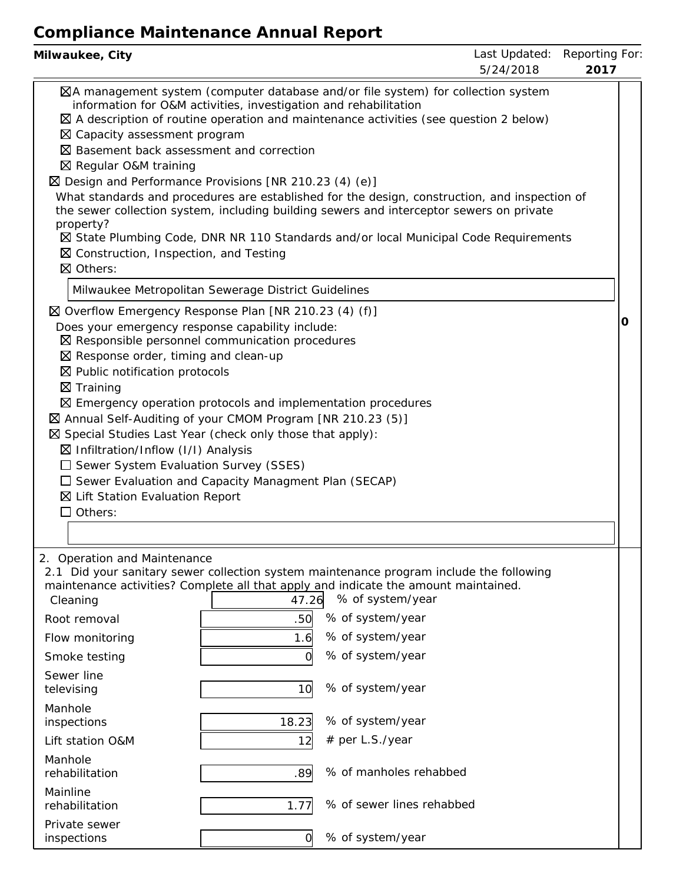# Compliance Maintenance Annual Report

**Milwaukee, City** Last Updated: 5/24/2018 Reporting For: **2017**

- ☒ A management system (computer database and/or file system) for collection system information for O&M activities, investigation and rehabilitation
- ☒ A description of routine operation and maintenance activities (see question 2 below)
- ☒ Capacity assessment program
- ☒ Basement back assessment and correction
- ☒ Regular O&M training

☒ Design and Performance Provisions [NR 210.23 (4) (e)]

What standards and procedures are established for the design, construction, and inspection of the sewer collection system, including building sewers and interceptor sewers on private property?

- ☒ State Plumbing Code, DNR NR 110 Standards and/or local Municipal Code Requirements
- ☒ Construction, Inspection, and Testing
- ☒ Others:

Milwaukee Metropolitan Sewerage District Guidelines

☒ Overflow Emergency Response Plan [NR 210.23 (4) (f)]

Does your emergency response capability include:

- ☒ Responsible personnel communication procedures
- ☒ Response order, timing and clean-up
- ☒ Public notification protocols
- ☒ Training
- ☒ Emergency operation protocols and implementation procedures

☒ Annual Self-Auditing of your CMOM Program [NR 210.23 (5)]

☒ Special Studies Last Year (check only those that apply):

- ☒ Infiltration/Inflow (I/I) Analysis
- ☐ Sewer System Evaluation Survey (SSES)
- ☐ Sewer Evaluation and Capacity Managment Plan (SECAP)
- ☒ Lift Station Evaluation Report
- ☐ Others:

**0**

2. Operation and Maintenance

2.1 Did your sanitary sewer collection system maintenance program include the following maintenance activities? Complete all that apply and indicate the amount maintained.

| Activity | Amount | Unit |
|---|---|---|
| Cleaning | 47.26 | % of system/year |
| Root removal | .50 | % of system/year |
| Flow monitoring | 1.6 | % of system/year |
| Smoke testing | 0 | % of system/year |
| Sewer line televising | 10 | % of system/year |
| Manhole inspections | 18.23 | % of system/year |
| Lift station O&M | 12 | # per L.S./year |
| Manhole rehabilitation | .89 | % of manholes rehabbed |
| Mainline rehabilitation | 1.77 | % of sewer lines rehabbed |
| Private sewer inspections | 0 | % of system/year |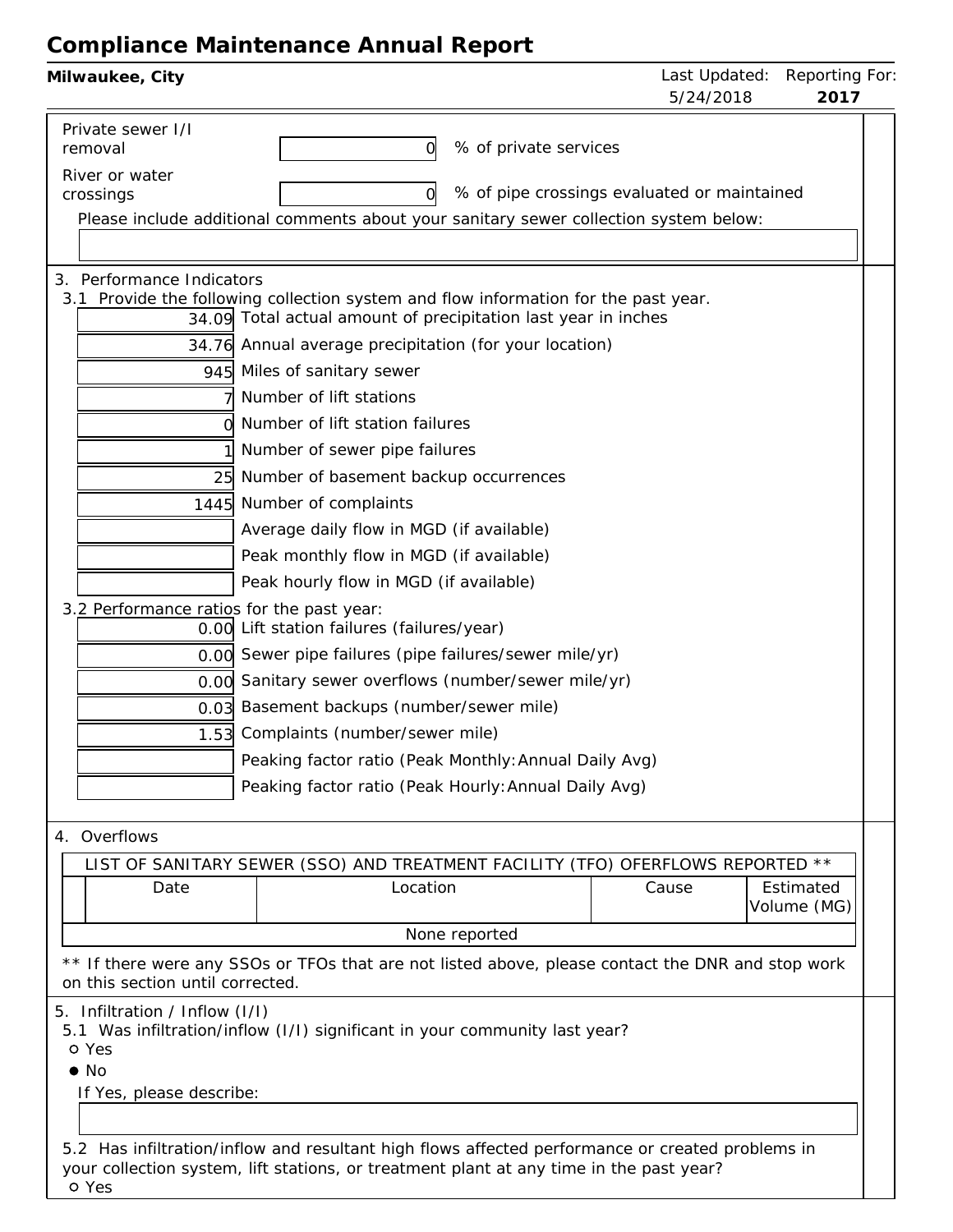# Compliance Maintenance Annual Report

**Milwaukee, City**

Last Updated: 5/24/2018 | Reporting For: **2017**

Private sewer I/I removal: 0 % of private services

River or water crossings: 0 % of pipe crossings evaluated or maintained

Please include additional comments about your sanitary sewer collection system below:

## 3. Performance Indicators

3.1 Provide the following collection system and flow information for the past year.

| Value | Item |
|---|---|
| 34.09 | Total actual amount of precipitation last year in inches |
| 34.76 | Annual average precipitation (for your location) |
| 945 | Miles of sanitary sewer |
| 7 | Number of lift stations |
| 0 | Number of lift station failures |
| 1 | Number of sewer pipe failures |
| 25 | Number of basement backup occurrences |
| 1445 | Number of complaints |
| | Average daily flow in MGD (if available) |
| | Peak monthly flow in MGD (if available) |
| | Peak hourly flow in MGD (if available) |

3.2 Performance ratios for the past year:

| Value | Item |
|---|---|
| 0.00 | Lift station failures (failures/year) |
| 0.00 | Sewer pipe failures (pipe failures/sewer mile/yr) |
| 0.00 | Sanitary sewer overflows (number/sewer mile/yr) |
| 0.03 | Basement backups (number/sewer mile) |
| 1.53 | Complaints (number/sewer mile) |
| | Peaking factor ratio (Peak Monthly:Annual Daily Avg) |
| | Peaking factor ratio (Peak Hourly:Annual Daily Avg) |

## 4. Overflows

LIST OF SANITARY SEWER (SSO) AND TREATMENT FACILITY (TFO) OFERFLOWS REPORTED **

| Date | Location | Cause | Estimated Volume (MG) |
|---|---|---|---|
| None reported | | | |

** If there were any SSOs or TFOs that are not listed above, please contact the DNR and stop work on this section until corrected.

## 5. Infiltration / Inflow (I/I)

5.1 Was infiltration/inflow (I/I) significant in your community last year?

- ○ Yes
- ● No

If Yes, please describe:

5.2 Has infiltration/inflow and resultant high flows affected performance or created problems in your collection system, lift stations, or treatment plant at any time in the past year?

- ○ Yes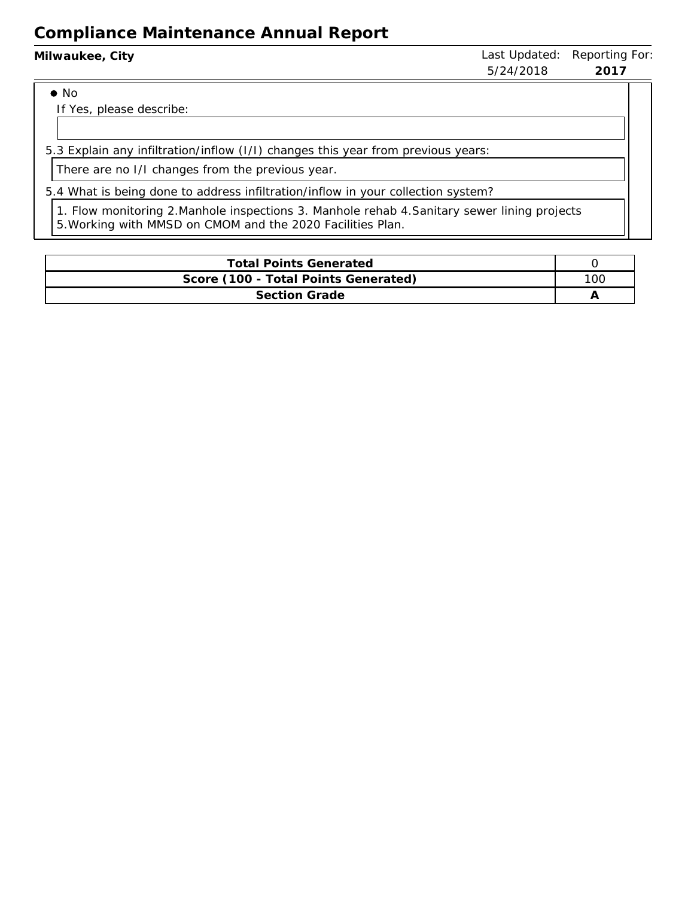# Compliance Maintenance Annual Report

**Milwaukee, City**

Last Updated: 5/24/2018

Reporting For: **2017**

- No

If Yes, please describe:

5.3 Explain any infiltration/inflow (I/I) changes this year from previous years:

There are no I/I changes from the previous year.

5.4 What is being done to address infiltration/inflow in your collection system?

1. Flow monitoring 2.Manhole inspections 3. Manhole rehab 4.Sanitary sewer lining projects 5.Working with MMSD on CMOM and the 2020 Facilities Plan.

| | |
|---|---|
| **Total Points Generated** | 0 |
| **Score (100 - Total Points Generated)** | 100 |
| **Section Grade** | **A** |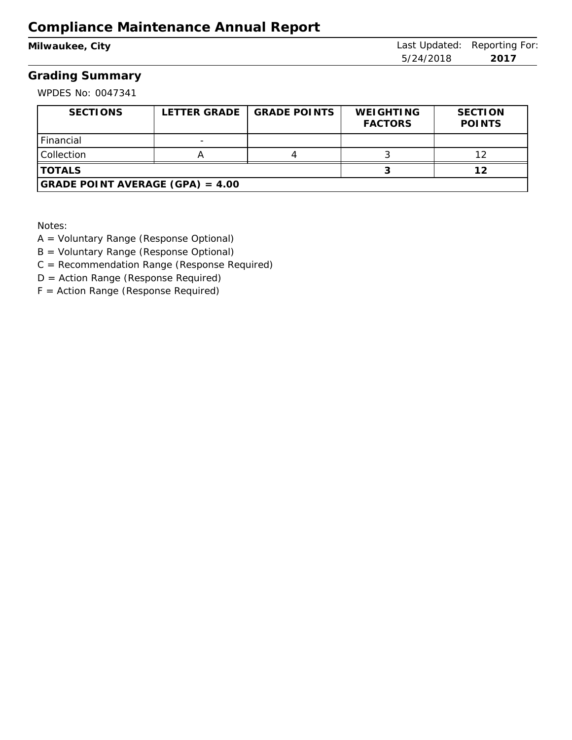# Compliance Maintenance Annual Report

**Milwaukee, City**

Last Updated: 5/24/2018

Reporting For: **2017**

## Grading Summary

WPDES No: 0047341

| SECTIONS | LETTER GRADE | GRADE POINTS | WEIGHTING FACTORS | SECTION POINTS |
|---|---|---|---|---|
| Financial | - | | | |
| Collection | A | 4 | 3 | 12 |
| **TOTALS** | | | **3** | **12** |
| **GRADE POINT AVERAGE (GPA) = 4.00** | | | | |

Notes:

A = Voluntary Range (Response Optional)

B = Voluntary Range (Response Optional)

C = Recommendation Range (Response Required)

D = Action Range (Response Required)

F = Action Range (Response Required)